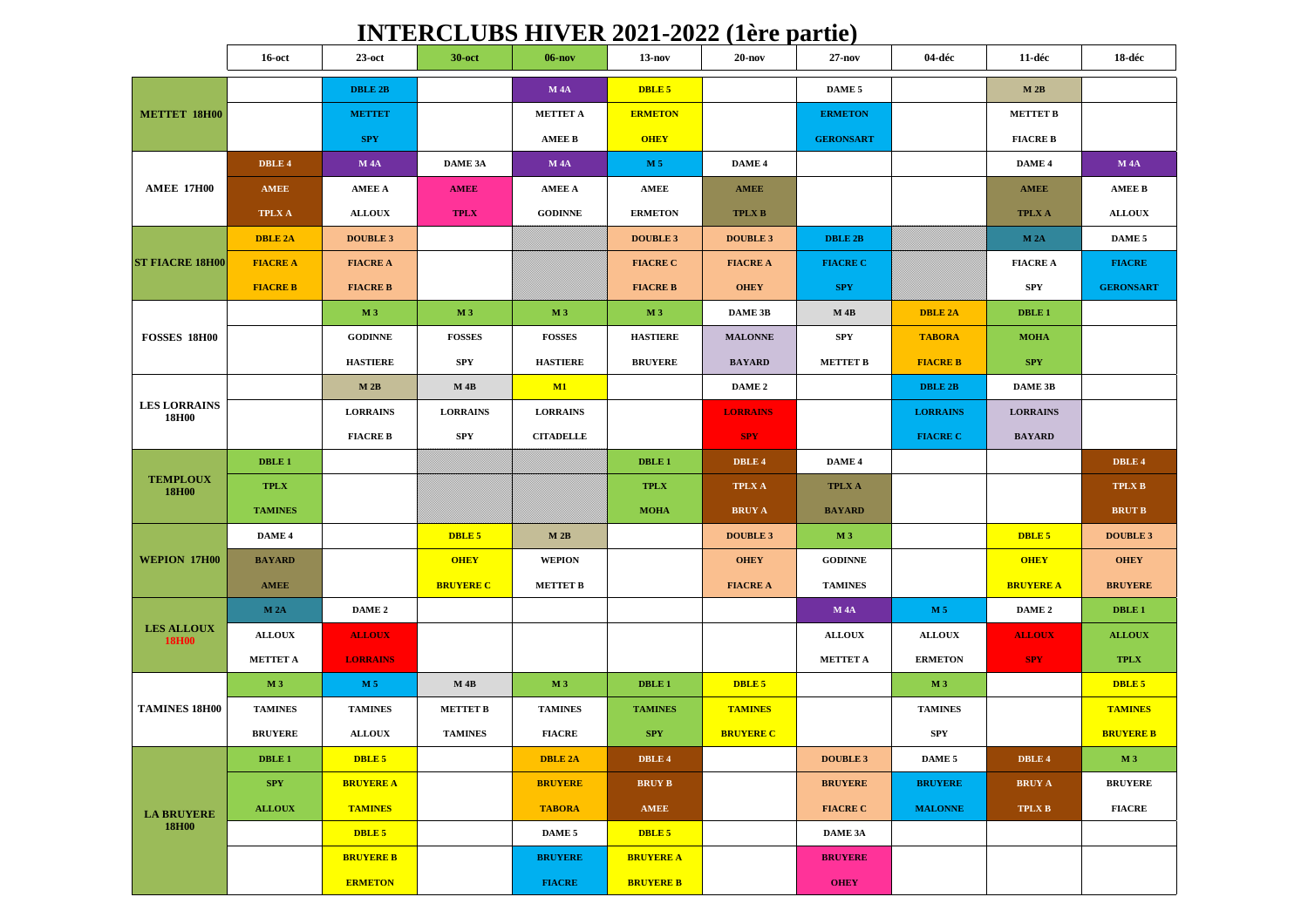# INTERCLUBS HIVER 2021-2022 (1ère partie)

| | 16-oct | 23-oct | 30-oct | 06-nov | 13-nov | 20-nov | 27-nov | 04-déc | 11-déc | 18-déc |
|---|---|---|---|---|---|---|---|---|---|---|
| METTET 18H00 | | DBLE 2B | | M 4A | DBLE 5 | | DAME 5 | | M 2B | |
| | | METTET | | METTET A | ERMETON | | ERMETON | | METTET B | |
| | | SPY | | AMEE B | OHEY | | GERONSART | | FIACRE B | |
| AMEE 17H00 | DBLE 4 | M 4A | DAME 3A | M 4A | M 5 | DAME 4 | | | DAME 4 | M 4A |
| | AMEE | AMEE A | AMEE | AMEE A | AMEE | AMEE | | | AMEE | AMEE B |
| | TPLX A | ALLOUX | TPLX | GODINNE | ERMETON | TPLX B | | | TPLX A | ALLOUX |
| ST FIACRE 18H00 | DBLE 2A | DOUBLE 3 | | | DOUBLE 3 | DOUBLE 3 | DBLE 2B | | M 2A | DAME 5 |
| | FIACRE A | FIACRE A | | | FIACRE C | FIACRE A | FIACRE C | | FIACRE A | FIACRE |
| | FIACRE B | FIACRE B | | | FIACRE B | OHEY | SPY | | SPY | GERONSART |
| FOSSES 18H00 | | M 3 | M 3 | M 3 | M 3 | DAME 3B | M 4B | DBLE 2A | DBLE 1 | |
| | | GODINNE | FOSSES | FOSSES | HASTIERE | MALONNE | SPY | TABORA | MOHA | |
| | | HASTIERE | SPY | HASTIERE | BRUYERE | BAYARD | METTET B | FIACRE B | SPY | |
| LES LORRAINS 18H00 | | M 2B | M 4B | M1 | | DAME 2 | | DBLE 2B | DAME 3B | |
| | | LORRAINS | LORRAINS | LORRAINS | | LORRAINS | | LORRAINS | LORRAINS | |
| | | FIACRE B | SPY | CITADELLE | | SPY | | FIACRE C | BAYARD | |
| TEMPLOUX 18H00 | DBLE 1 | | | | DBLE 1 | DBLE 4 | DAME 4 | | | DBLE 4 |
| | TPLX | | | | TPLX | TPLX A | TPLX A | | | TPLX B |
| | TAMINES | | | | MOHA | BRUY A | BAYARD | | | BRUT B |
| WEPION 17H00 | DAME 4 | | DBLE 5 | M 2B | | DOUBLE 3 | M 3 | | DBLE 5 | DOUBLE 3 |
| | BAYARD | | OHEY | WEPION | | OHEY | GODINNE | | OHEY | OHEY |
| | AMEE | | BRUYERE C | METTET B | | FIACRE A | TAMINES | | BRUYERE A | BRUYERE |
| LES ALLOUX 18H00 | M 2A | DAME 2 | | | | | M 4A | M 5 | DAME 2 | DBLE 1 |
| | ALLOUX | ALLOUX | | | | | ALLOUX | ALLOUX | ALLOUX | ALLOUX |
| | METTET A | LORRAINS | | | | | METTET A | ERMETON | SPY | TPLX |
| TAMINES 18H00 | M 3 | M 5 | M 4B | M 3 | DBLE 1 | DBLE 5 | | M 3 | | DBLE 5 |
| | TAMINES | TAMINES | METTET B | TAMINES | TAMINES | TAMINES | | TAMINES | | TAMINES |
| | BRUYERE | ALLOUX | TAMINES | FIACRE | SPY | BRUYERE C | | SPY | | BRUYERE B |
| LA BRUYERE 18H00 | DBLE 1 | DBLE 5 | | DBLE 2A | DBLE 4 | | DOUBLE 3 | DAME 5 | DBLE 4 | M 3 |
| | SPY | BRUYERE A | | BRUYERE | BRUY B | | BRUYERE | BRUYERE | BRUY A | BRUYERE |
| | ALLOUX | TAMINES | | TABORA | AMEE | | FIACRE C | MALONNE | TPLX B | FIACRE |
| | | DBLE 5 | | DAME 5 | DBLE 5 | | DAME 3A | | | |
| | | BRUYERE B | | BRUYERE | BRUYERE A | | BRUYERE | | | |
| | | ERMETON | | FIACRE | BRUYERE B | | OHEY | | | |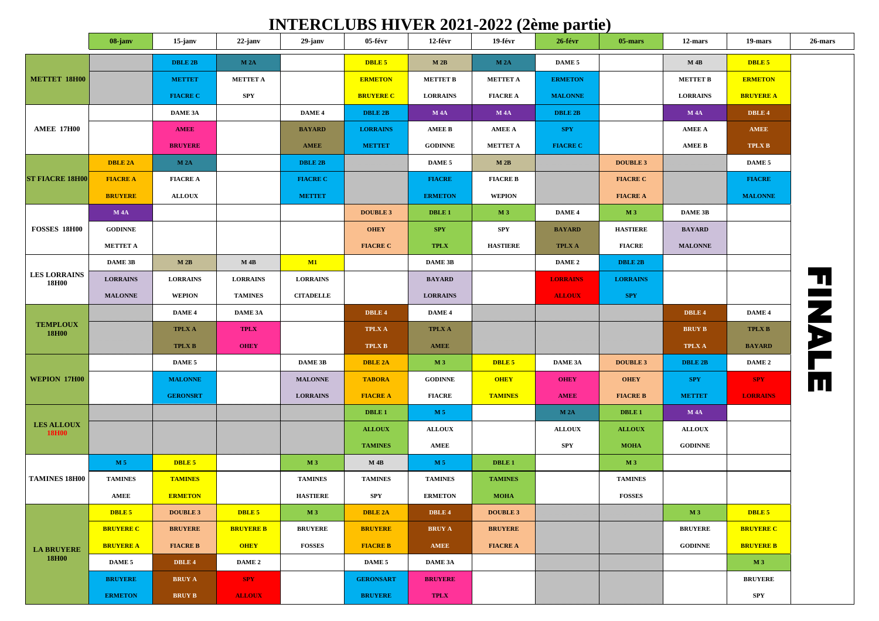# INTERCLUBS HIVER 2021-2022 (2ème partie)

| | 08-janv | 15-janv | 22-janv | 29-janv | 05-févr | 12-févr | 19-févr | 26-févr | 05-mars | 12-mars | 19-mars | 26-mars |
|---|---|---|---|---|---|---|---|---|---|---|---|---|
| METTET 18H00 | | DBLE 2B | M 2A | | DBLE 5 | M 2B | M 2A | DAME 5 | | M 4B | DBLE 5 | FINALE |
| | | METTET | METTET A | | ERMETON | METTET B | METTET A | ERMETON | | METTET B | ERMETON | |
| | | FIACRE C | SPY | | BRUYERE C | LORRAINS | FIACRE A | MALONNE | | LORRAINS | BRUYERE A | |
| AMEE 17H00 | | DAME 3A | | DAME 4 | DBLE 2B | M 4A | M 4A | DBLE 2B | | M 4A | DBLE 4 | |
| | | AMEE | | BAYARD | LORRAINS | AMEE B | AMEE A | SPY | | AMEE A | AMEE | |
| | | BRUYERE | | AMEE | METTET | GODINNE | METTET A | FIACRE C | | AMEE B | TPLX B | |
| ST FIACRE 18H00 | DBLE 2A | M 2A | | DBLE 2B | | DAME 5 | M 2B | | DOUBLE 3 | | DAME 5 | |
| | FIACRE A | FIACRE A | | FIACRE C | | FIACRE | FIACRE B | | FIACRE C | | FIACRE | |
| | BRUYERE | ALLOUX | | METTET | | ERMETON | WEPION | | FIACRE A | | MALONNE | |
| FOSSES 18H00 | M 4A | | | | DOUBLE 3 | DBLE 1 | M 3 | DAME 4 | M 3 | DAME 3B | | |
| | GODINNE | | | | OHEY | SPY | SPY | BAYARD | HASTIERE | BAYARD | | |
| | METTET A | | | | FIACRE C | TPLX | HASTIERE | TPLX A | FIACRE | MALONNE | | |
| LES LORRAINS 18H00 | DAME 3B | M 2B | M 4B | M1 | | DAME 3B | | DAME 2 | DBLE 2B | | | |
| | LORRAINS | LORRAINS | LORRAINS | LORRAINS | | BAYARD | | LORRAINS | LORRAINS | | | |
| | MALONNE | WEPION | TAMINES | CITADELLE | | LORRAINS | | ALLOUX | SPY | | | |
| TEMPLOUX 18H00 | | DAME 4 | DAME 3A | | DBLE 4 | DAME 4 | | | | DBLE 4 | DAME 4 | |
| | | TPLX A | TPLX | | TPLX A | TPLX A | | | | BRUY B | TPLX B | |
| | | TPLX B | OHEY | | TPLX B | AMEE | | | | TPLX A | BAYARD | |
| WEPION 17H00 | | DAME 5 | | DAME 3B | DBLE 2A | M 3 | DBLE 5 | DAME 3A | DOUBLE 3 | DBLE 2B | DAME 2 | |
| | | MALONNE | | MALONNE | TABORA | GODINNE | OHEY | OHEY | OHEY | SPY | SPY | |
| | | GERONSRT | | LORRAINS | FIACRE A | FIACRE | TAMINES | AMEE | FIACRE B | METTET | LORRAINS | |
| LES ALLOUX 18H00 | | | | | DBLE 1 | M 5 | | M 2A | DBLE 1 | M 4A | | |
| | | | | | ALLOUX | ALLOUX | | ALLOUX | ALLOUX | ALLOUX | | |
| | | | | | TAMINES | AMEE | | SPY | MOHA | GODINNE | | |
| TAMINES 18H00 | M 5 | DBLE 5 | | M 3 | M 4B | M 5 | DBLE 1 | | M 3 | | | |
| | TAMINES | TAMINES | | TAMINES | TAMINES | TAMINES | TAMINES | | TAMINES | | | |
| | AMEE | ERMETON | | HASTIERE | SPY | ERMETON | MOHA | | FOSSES | | | |
| LA BRUYERE 18H00 | DBLE 5 | DOUBLE 3 | DBLE 5 | M 3 | DBLE 2A | DBLE 4 | DOUBLE 3 | | | M 3 | DBLE 5 | |
| | BRUYERE C | BRUYERE | BRUYERE B | BRUYERE | BRUYERE | BRUY A | BRUYERE | | | BRUYERE | BRUYERE C | |
| | BRUYERE A | FIACRE B | OHEY | FOSSES | FIACRE B | AMEE | FIACRE A | | | GODINNE | BRUYERE B | |
| | DAME 5 | DBLE 4 | DAME 2 | | DAME 5 | DAME 3A | | | | | M 3 | |
| | BRUYERE | BRUY A | SPY | | GERONSART | BRUYERE | | | | | BRUYERE | |
| | ERMETON | BRUY B | ALLOUX | | BRUYERE | TPLX | | | | | SPY | |